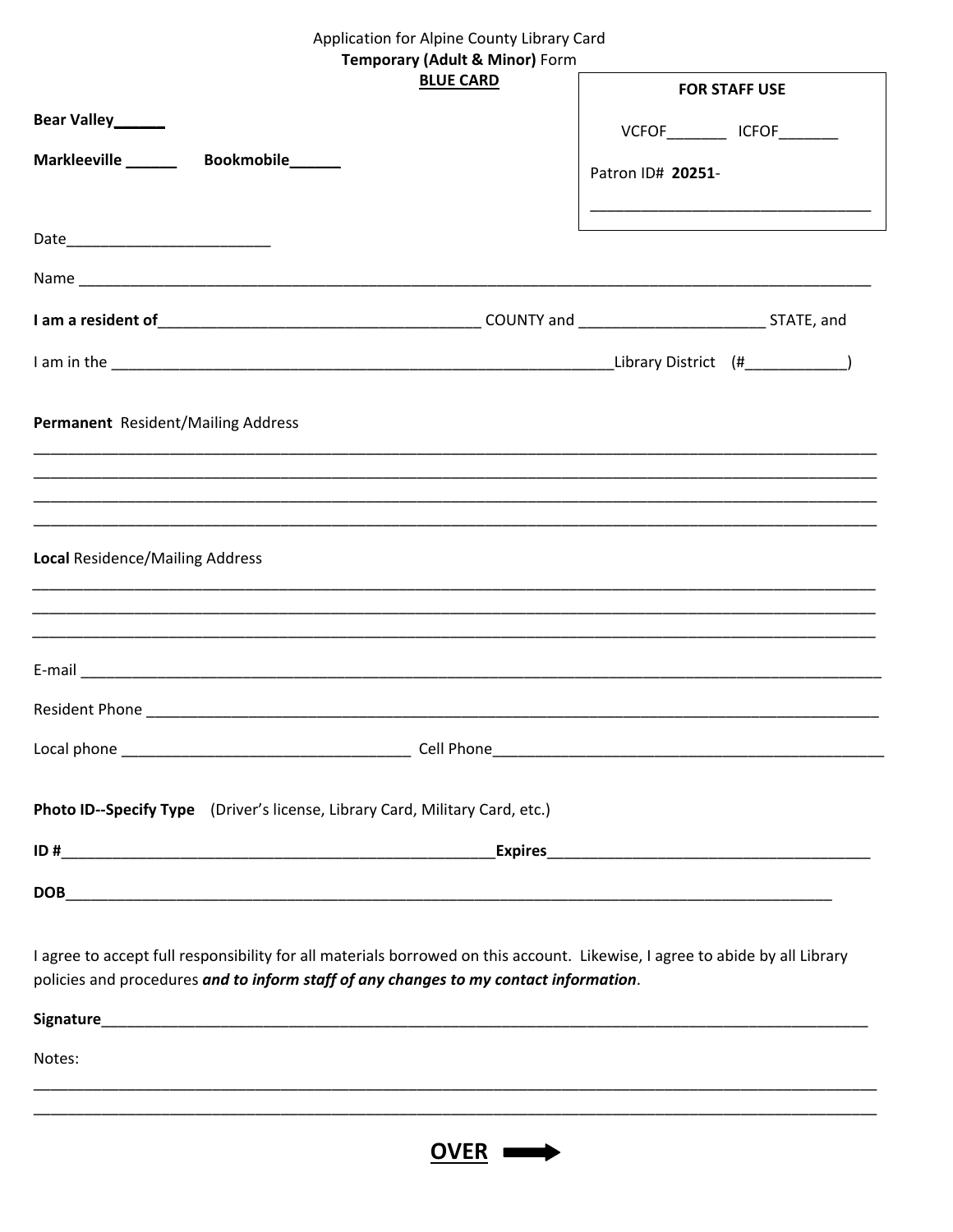Application for Alpine County Library Card
**Temporary (Adult & Minor)** Form
**BLUE CARD**

**FOR STAFF USE**

VCFOF_______ ICFOF_______

Patron ID# **20251**-

_________________________________

**Bear Valley______**

**Markleeville ______** **Bookmobile______**

Date________________________

Name ____________________________________________________________________________________________

**I am a resident of**______________________________________ COUNTY and ______________________ STATE, and

I am in the ____________________________________________________________Library District (#___________)

**Permanent** Resident/Mailing Address

____________________________________________________________________________________________________

____________________________________________________________________________________________________

____________________________________________________________________________________________________

____________________________________________________________________________________________________

**Local** Residence/Mailing Address

____________________________________________________________________________________________________

____________________________________________________________________________________________________

____________________________________________________________________________________________________

E-mail ______________________________________________________________________________________________

Resident Phone _______________________________________________________________________________________

Local phone ___________________________________ Cell Phone________________________________________________

**Photo ID--Specify Type** (Driver's license, Library Card, Military Card, etc.)

**ID #**____________________________________________________**Expires**_______________________________________

**DOB**___________________________________________________________________________________________

I agree to accept full responsibility for all materials borrowed on this account. Likewise, I agree to abide by all Library policies and procedures ***and to inform staff of any changes to my contact information***.

**Signature**____________________________________________________________________________________________

Notes:

____________________________________________________________________________________________________

____________________________________________________________________________________________________

**OVER** ➡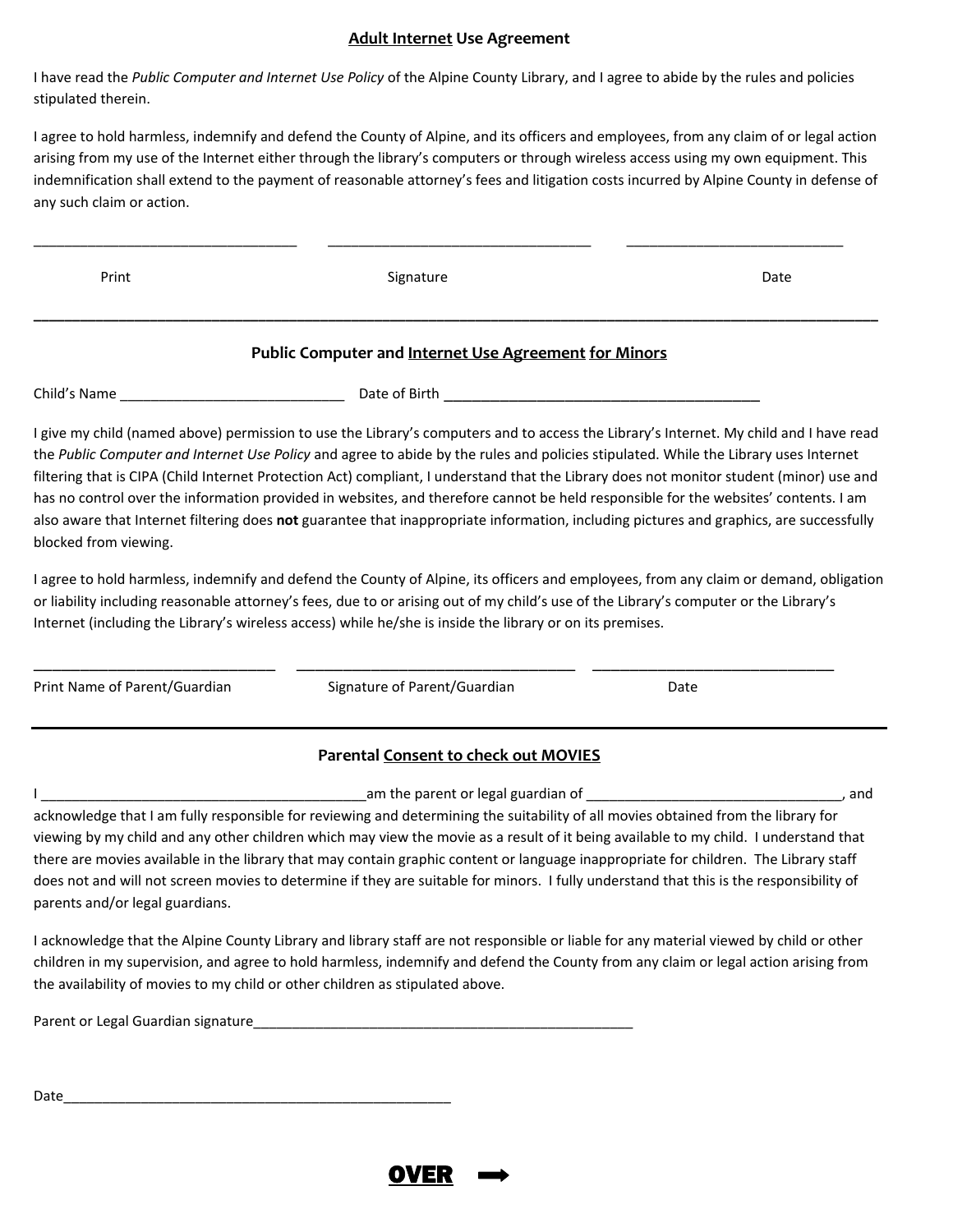## Adult Internet Use Agreement

I have read the *Public Computer and Internet Use Policy* of the Alpine County Library, and I agree to abide by the rules and policies stipulated therein.

I agree to hold harmless, indemnify and defend the County of Alpine, and its officers and employees, from any claim of or legal action arising from my use of the Internet either through the library's computers or through wireless access using my own equipment. This indemnification shall extend to the payment of reasonable attorney's fees and litigation costs incurred by Alpine County in defense of any such claim or action.

\_\_\_\_\_\_\_\_\_\_\_\_\_\_\_\_\_\_\_\_\_\_\_\_\_\_\_\_\_\_\_\_\_\_ \_\_\_\_\_\_\_\_\_\_\_\_\_\_\_\_\_\_\_\_\_\_\_\_\_\_\_\_\_\_\_\_\_\_ \_\_\_\_\_\_\_\_\_\_\_\_\_\_\_\_\_\_\_\_\_\_\_\_\_\_\_\_

Print Signature Date

---

## Public Computer and Internet Use Agreement for Minors

Child's Name \_\_\_\_\_\_\_\_\_\_\_\_\_\_\_\_\_\_\_\_\_\_\_\_\_\_\_\_\_ Date of Birth \_\_\_\_\_\_\_\_\_\_\_\_\_\_\_\_\_\_\_\_\_\_\_\_\_\_\_\_\_\_\_\_\_\_\_\_\_\_\_\_\_

I give my child (named above) permission to use the Library's computers and to access the Library's Internet. My child and I have read the *Public Computer and Internet Use Policy* and agree to abide by the rules and policies stipulated. While the Library uses Internet filtering that is CIPA (Child Internet Protection Act) compliant, I understand that the Library does not monitor student (minor) use and has no control over the information provided in websites, and therefore cannot be held responsible for the websites' contents. I am also aware that Internet filtering does **not** guarantee that inappropriate information, including pictures and graphics, are successfully blocked from viewing.

I agree to hold harmless, indemnify and defend the County of Alpine, its officers and employees, from any claim or demand, obligation or liability including reasonable attorney's fees, due to or arising out of my child's use of the Library's computer or the Library's Internet (including the Library's wireless access) while he/she is inside the library or on its premises.

\_\_\_\_\_\_\_\_\_\_\_\_\_\_\_\_\_\_\_\_\_\_\_\_\_\_\_\_\_\_\_ \_\_\_\_\_\_\_\_\_\_\_\_\_\_\_\_\_\_\_\_\_\_\_\_\_\_\_\_\_\_\_\_\_\_\_\_ \_\_\_\_\_\_\_\_\_\_\_\_\_\_\_\_\_\_\_\_\_\_\_\_\_\_\_\_\_\_\_

Print Name of Parent/Guardian Signature of Parent/Guardian Date

---

## Parental Consent to check out MOVIES

I \_\_\_\_\_\_\_\_\_\_\_\_\_\_\_\_\_\_\_\_\_\_\_\_\_\_\_\_\_\_\_\_\_\_\_\_\_\_\_\_\_\_am the parent or legal guardian of \_\_\_\_\_\_\_\_\_\_\_\_\_\_\_\_\_\_\_\_\_\_\_\_\_\_\_\_\_\_\_\_\_\_, and acknowledge that I am fully responsible for reviewing and determining the suitability of all movies obtained from the library for viewing by my child and any other children which may view the movie as a result of it being available to my child. I understand that there are movies available in the library that may contain graphic content or language inappropriate for children. The Library staff does not and will not screen movies to determine if they are suitable for minors. I fully understand that this is the responsibility of parents and/or legal guardians.

I acknowledge that the Alpine County Library and library staff are not responsible or liable for any material viewed by child or other children in my supervision, and agree to hold harmless, indemnify and defend the County from any claim or legal action arising from the availability of movies to my child or other children as stipulated above.

Parent or Legal Guardian signature\_\_\_\_\_\_\_\_\_\_\_\_\_\_\_\_\_\_\_\_\_\_\_\_\_\_\_\_\_\_\_\_\_\_\_\_\_\_\_\_\_\_\_\_\_\_\_\_\_\_

Date\_\_\_\_\_\_\_\_\_\_\_\_\_\_\_\_\_\_\_\_\_\_\_\_\_\_\_\_\_\_\_\_\_\_\_\_\_\_\_\_\_\_\_\_\_\_\_\_\_\_\_

**OVER** ➡